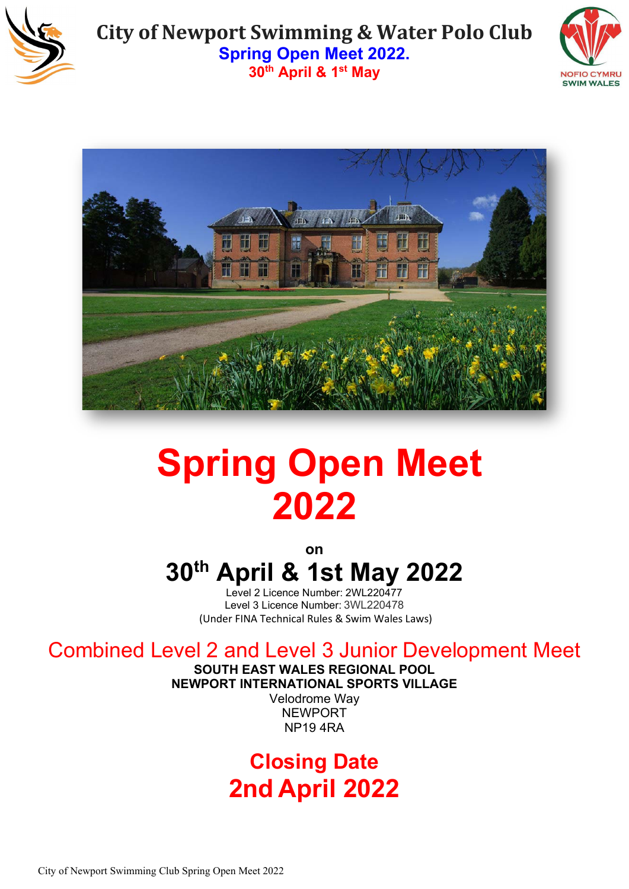# City of Newport Swimming & Water Polo Club

**Spring Open Meet 2022.**

**30th April & 1st May**

NOFIO CYMRU
SWIM WALES

# Spring Open Meet 2022

**on**

## 30th April & 1st May 2022

Level 2 Licence Number: 2WL220477
Level 3 Licence Number: 3WL220478
(Under FINA Technical Rules & Swim Wales Laws)

## Combined Level 2 and Level 3 Junior Development Meet

**SOUTH EAST WALES REGIONAL POOL**
**NEWPORT INTERNATIONAL SPORTS VILLAGE**
Velodrome Way
NEWPORT
NP19 4RA

## Closing Date
## 2nd April 2022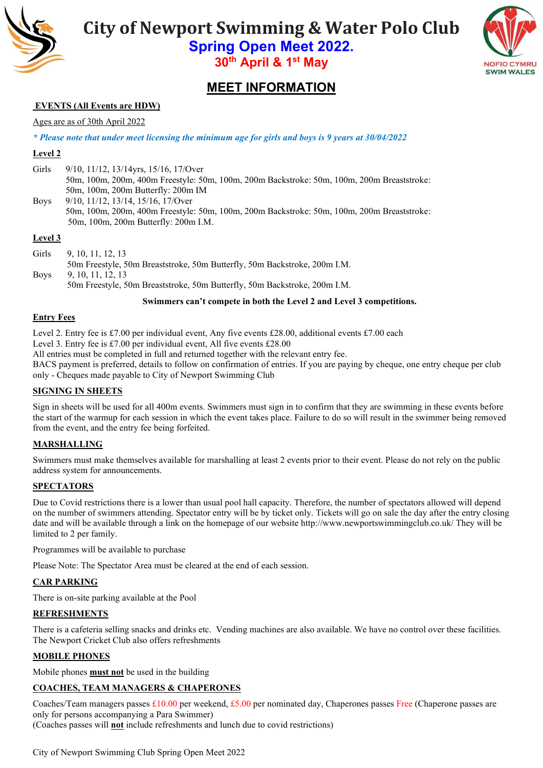# City of Newport Swimming & Water Polo Club

## Spring Open Meet 2022.

### 30th April & 1st May

NOFIO CYMRU SWIM WALES

## MEET INFORMATION

**EVENTS (All Events are HDW)**

Ages are as of 30th April 2022

*\* Please note that under meet licensing the minimum age for girls and boys is 9 years at 30/04/2022*

**Level 2**

Girls 9/10, 11/12, 13/14yrs, 15/16, 17/Over
50m, 100m, 200m, 400m Freestyle: 50m, 100m, 200m Backstroke: 50m, 100m, 200m Breaststroke: 50m, 100m, 200m Butterfly: 200m IM

Boys 9/10, 11/12, 13/14, 15/16, 17/Over
50m, 100m, 200m, 400m Freestyle: 50m, 100m, 200m Backstroke: 50m, 100m, 200m Breaststroke: 50m, 100m, 200m Butterfly: 200m I.M.

**Level 3**

Girls 9, 10, 11, 12, 13
50m Freestyle, 50m Breaststroke, 50m Butterfly, 50m Backstroke, 200m I.M.

Boys 9, 10, 11, 12, 13
50m Freestyle, 50m Breaststroke, 50m Butterfly, 50m Backstroke, 200m I.M.

**Swimmers can't compete in both the Level 2 and Level 3 competitions.**

**Entry Fees**

Level 2. Entry fee is £7.00 per individual event, Any five events £28.00, additional events £7.00 each
Level 3. Entry fee is £7.00 per individual event, All five events £28.00
All entries must be completed in full and returned together with the relevant entry fee.
BACS payment is preferred, details to follow on confirmation of entries. If you are paying by cheque, one entry cheque per club only - Cheques made payable to City of Newport Swimming Club

**SIGNING IN SHEETS**

Sign in sheets will be used for all 400m events. Swimmers must sign in to confirm that they are swimming in these events before the start of the warmup for each session in which the event takes place. Failure to do so will result in the swimmer being removed from the event, and the entry fee being forfeited.

**MARSHALLING**

Swimmers must make themselves available for marshalling at least 2 events prior to their event. Please do not rely on the public address system for announcements.

**SPECTATORS**

Due to Covid restrictions there is a lower than usual pool hall capacity. Therefore, the number of spectators allowed will depend on the number of swimmers attending. Spectator entry will be by ticket only. Tickets will go on sale the day after the entry closing date and will be available through a link on the homepage of our website http://www.newportswimmingclub.co.uk/ They will be limited to 2 per family.

Programmes will be available to purchase

Please Note: The Spectator Area must be cleared at the end of each session.

**CAR PARKING**

There is on-site parking available at the Pool

**REFRESHMENTS**

There is a cafeteria selling snacks and drinks etc. Vending machines are also available. We have no control over these facilities. The Newport Cricket Club also offers refreshments

**MOBILE PHONES**

Mobile phones **must not** be used in the building

**COACHES, TEAM MANAGERS & CHAPERONES**

Coaches/Team managers passes £10.00 per weekend, £5.00 per nominated day, Chaperones passes Free (Chaperone passes are only for persons accompanying a Para Swimmer)
(Coaches passes will **not** include refreshments and lunch due to covid restrictions)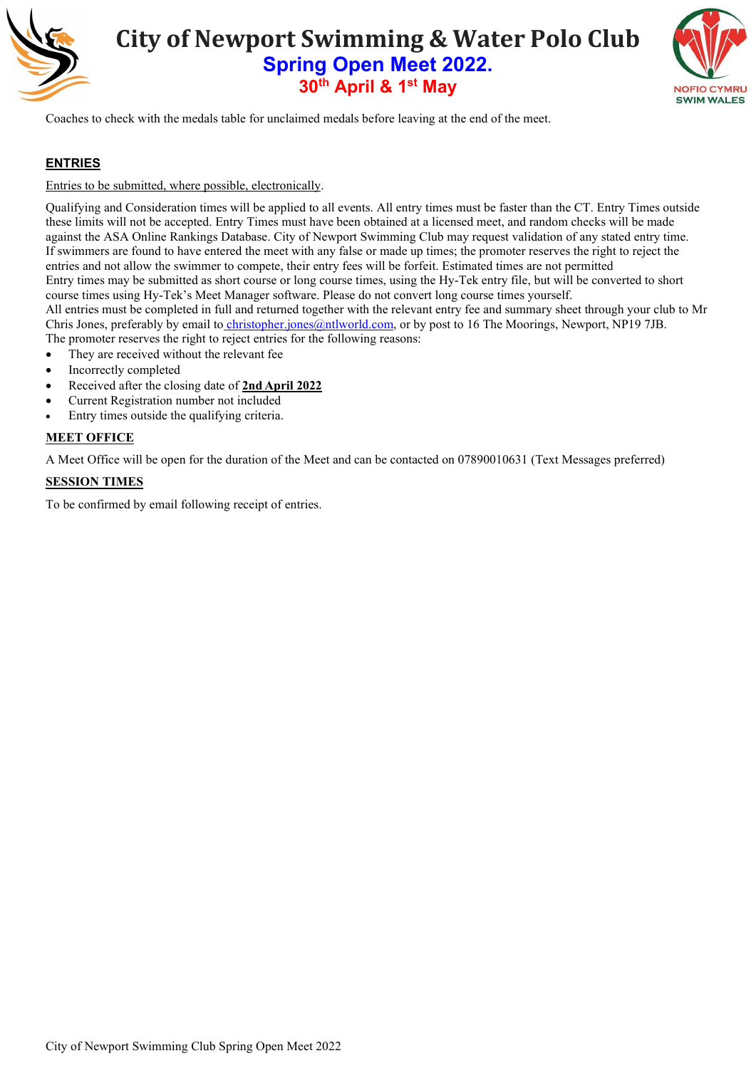Coaches to check with the medals table for unclaimed medals before leaving at the end of the meet.

## ENTRIES

Entries to be submitted, where possible, electronically.

Qualifying and Consideration times will be applied to all events. All entry times must be faster than the CT. Entry Times outside these limits will not be accepted. Entry Times must have been obtained at a licensed meet, and random checks will be made against the ASA Online Rankings Database. City of Newport Swimming Club may request validation of any stated entry time. If swimmers are found to have entered the meet with any false or made up times; the promoter reserves the right to reject the entries and not allow the swimmer to compete, their entry fees will be forfeit. Estimated times are not permitted

Entry times may be submitted as short course or long course times, using the Hy-Tek entry file, but will be converted to short course times using Hy-Tek's Meet Manager software. Please do not convert long course times yourself.

All entries must be completed in full and returned together with the relevant entry fee and summary sheet through your club to Mr Chris Jones, preferably by email to christopher.jones@ntlworld.com, or by post to 16 The Moorings, Newport, NP19 7JB.

The promoter reserves the right to reject entries for the following reasons:

- They are received without the relevant fee
- Incorrectly completed
- Received after the closing date of **2nd April 2022**
- Current Registration number not included
- Entry times outside the qualifying criteria.

## MEET OFFICE

A Meet Office will be open for the duration of the Meet and can be contacted on 07890010631 (Text Messages preferred)

## SESSION TIMES

To be confirmed by email following receipt of entries.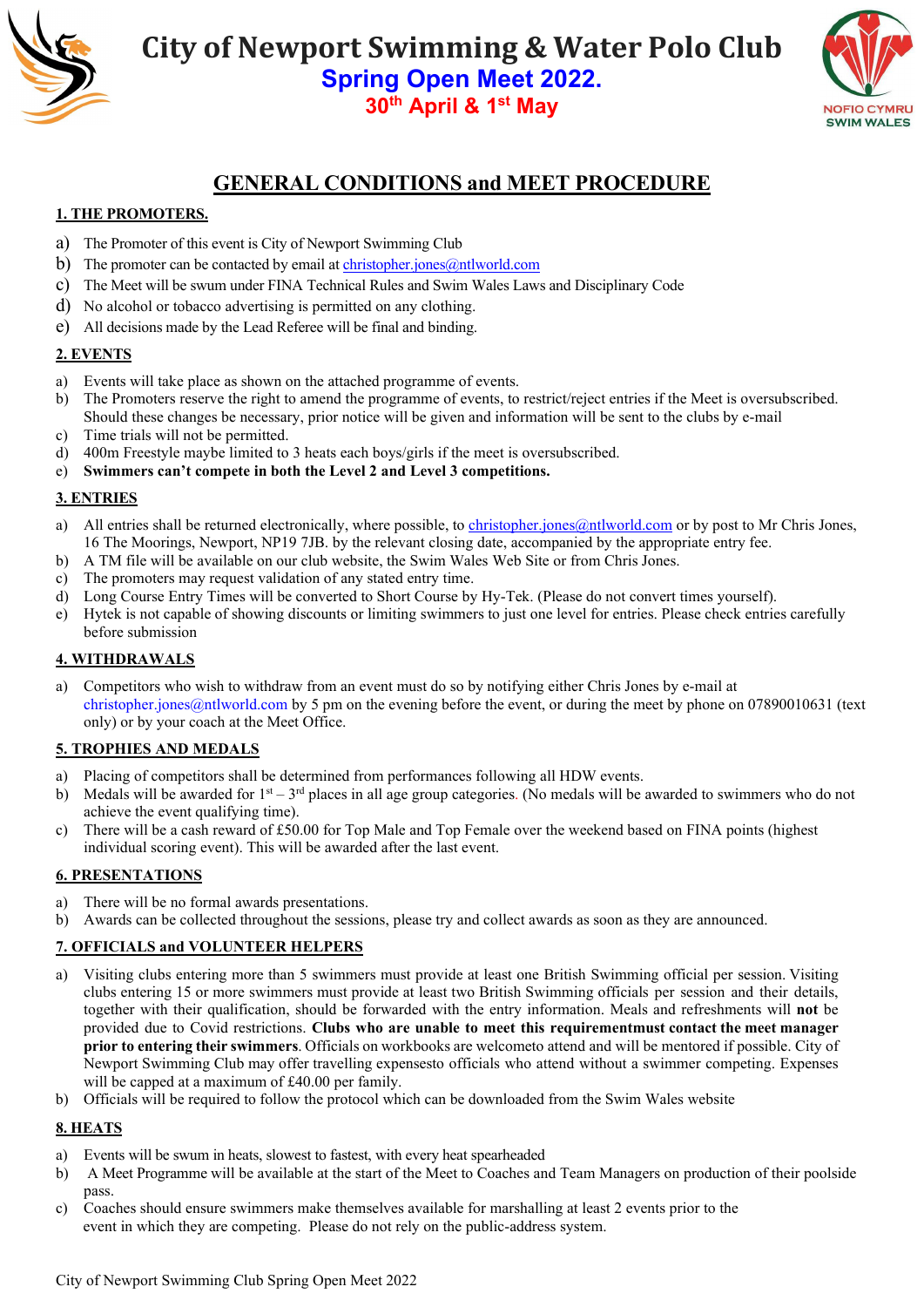# City of Newport Swimming & Water Polo Club

## Spring Open Meet 2022.

### 30th April & 1st May

NOFIO CYMRU SWIM WALES

## GENERAL CONDITIONS and MEET PROCEDURE

### 1. THE PROMOTERS.

a) The Promoter of this event is City of Newport Swimming Club
b) The promoter can be contacted by email at christopher.jones@ntlworld.com
c) The Meet will be swum under FINA Technical Rules and Swim Wales Laws and Disciplinary Code
d) No alcohol or tobacco advertising is permitted on any clothing.
e) All decisions made by the Lead Referee will be final and binding.

### 2. EVENTS

a) Events will take place as shown on the attached programme of events.
b) The Promoters reserve the right to amend the programme of events, to restrict/reject entries if the Meet is oversubscribed. Should these changes be necessary, prior notice will be given and information will be sent to the clubs by e-mail
c) Time trials will not be permitted.
d) 400m Freestyle maybe limited to 3 heats each boys/girls if the meet is oversubscribed.
e) **Swimmers can't compete in both the Level 2 and Level 3 competitions.**

### 3. ENTRIES

a) All entries shall be returned electronically, where possible, to christopher.jones@ntlworld.com or by post to Mr Chris Jones, 16 The Moorings, Newport, NP19 7JB. by the relevant closing date, accompanied by the appropriate entry fee.
b) A TM file will be available on our club website, the Swim Wales Web Site or from Chris Jones.
c) The promoters may request validation of any stated entry time.
d) Long Course Entry Times will be converted to Short Course by Hy-Tek. (Please do not convert times yourself).
e) Hytek is not capable of showing discounts or limiting swimmers to just one level for entries. Please check entries carefully before submission

### 4. WITHDRAWALS

a) Competitors who wish to withdraw from an event must do so by notifying either Chris Jones by e-mail at christopher.jones@ntlworld.com by 5 pm on the evening before the event, or during the meet by phone on 07890010631 (text only) or by your coach at the Meet Office.

### 5. TROPHIES AND MEDALS

a) Placing of competitors shall be determined from performances following all HDW events.
b) Medals will be awarded for 1st – 3rd places in all age group categories. (No medals will be awarded to swimmers who do not achieve the event qualifying time).
c) There will be a cash reward of £50.00 for Top Male and Top Female over the weekend based on FINA points (highest individual scoring event). This will be awarded after the last event.

### 6. PRESENTATIONS

a) There will be no formal awards presentations.
b) Awards can be collected throughout the sessions, please try and collect awards as soon as they are announced.

### 7. OFFICIALS and VOLUNTEER HELPERS

a) Visiting clubs entering more than 5 swimmers must provide at least one British Swimming official per session. Visiting clubs entering 15 or more swimmers must provide at least two British Swimming officials per session and their details, together with their qualification, should be forwarded with the entry information. Meals and refreshments will **not** be provided due to Covid restrictions. **Clubs who are unable to meet this requirementmust contact the meet manager prior to entering their swimmers**. Officials on workbooks are welcometo attend and will be mentored if possible. City of Newport Swimming Club may offer travelling expensesto officials who attend without a swimmer competing. Expenses will be capped at a maximum of £40.00 per family.
b) Officials will be required to follow the protocol which can be downloaded from the Swim Wales website

### 8. HEATS

a) Events will be swum in heats, slowest to fastest, with every heat spearheaded
b) A Meet Programme will be available at the start of the Meet to Coaches and Team Managers on production of their poolside pass.
c) Coaches should ensure swimmers make themselves available for marshalling at least 2 events prior to the event in which they are competing. Please do not rely on the public-address system.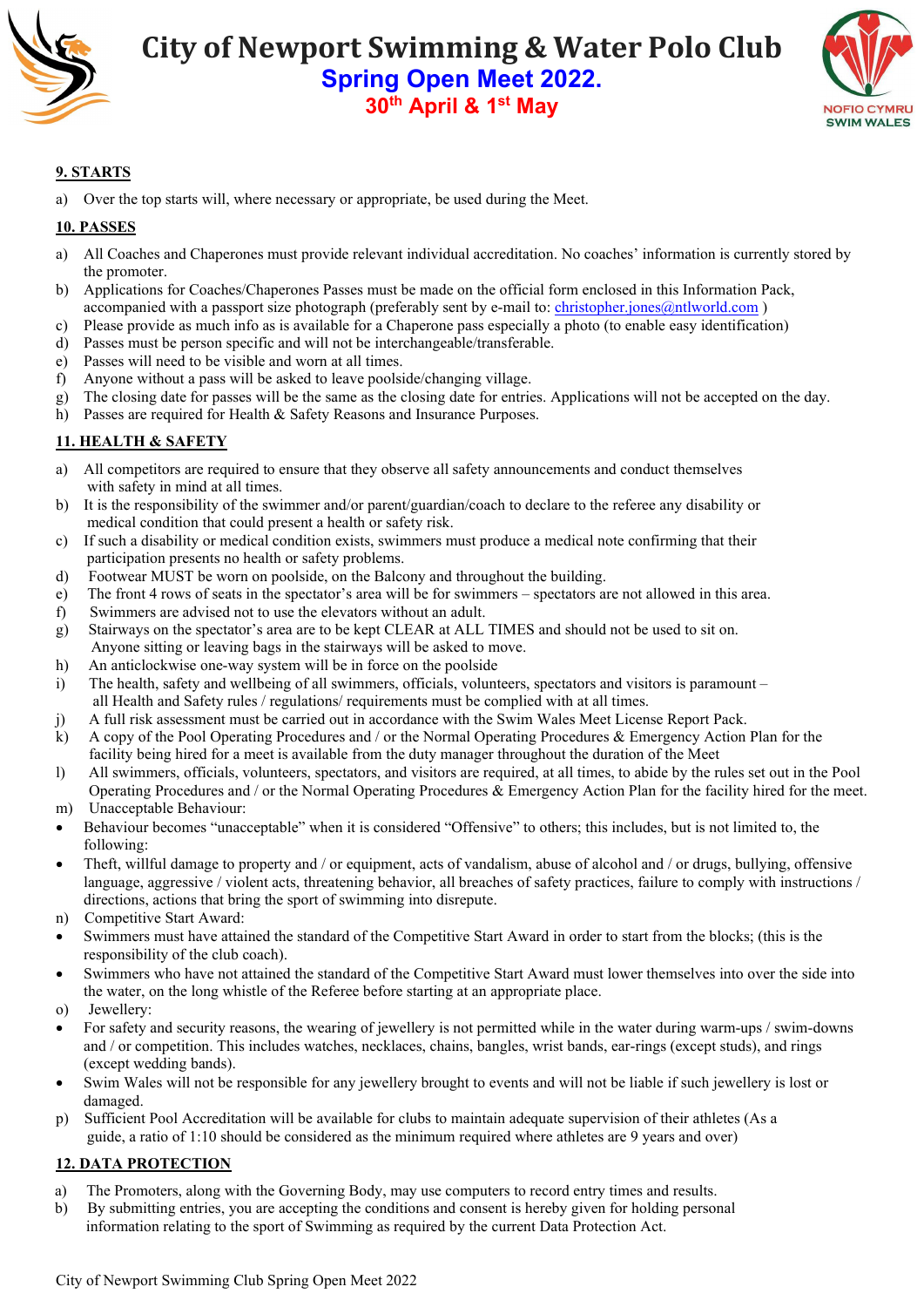# City of Newport Swimming & Water Polo Club

## Spring Open Meet 2022.

## 30th April & 1st May

NOFIO CYMRU SWIM WALES

### 9. STARTS

a) Over the top starts will, where necessary or appropriate, be used during the Meet.

### 10. PASSES

a) All Coaches and Chaperones must provide relevant individual accreditation. No coaches' information is currently stored by the promoter.
b) Applications for Coaches/Chaperones Passes must be made on the official form enclosed in this Information Pack, accompanied with a passport size photograph (preferably sent by e-mail to: christopher.jones@ntlworld.com )
c) Please provide as much info as is available for a Chaperone pass especially a photo (to enable easy identification)
d) Passes must be person specific and will not be interchangeable/transferable.
e) Passes will need to be visible and worn at all times.
f) Anyone without a pass will be asked to leave poolside/changing village.
g) The closing date for passes will be the same as the closing date for entries. Applications will not be accepted on the day.
h) Passes are required for Health & Safety Reasons and Insurance Purposes.

### 11. HEALTH & SAFETY

a) All competitors are required to ensure that they observe all safety announcements and conduct themselves with safety in mind at all times.
b) It is the responsibility of the swimmer and/or parent/guardian/coach to declare to the referee any disability or medical condition that could present a health or safety risk.
c) If such a disability or medical condition exists, swimmers must produce a medical note confirming that their participation presents no health or safety problems.
d) Footwear MUST be worn on poolside, on the Balcony and throughout the building.
e) The front 4 rows of seats in the spectator's area will be for swimmers – spectators are not allowed in this area.
f) Swimmers are advised not to use the elevators without an adult.
g) Stairways on the spectator's area are to be kept CLEAR at ALL TIMES and should not be used to sit on. Anyone sitting or leaving bags in the stairways will be asked to move.
h) An anticlockwise one-way system will be in force on the poolside
i) The health, safety and wellbeing of all swimmers, officials, volunteers, spectators and visitors is paramount – all Health and Safety rules / regulations/ requirements must be complied with at all times.
j) A full risk assessment must be carried out in accordance with the Swim Wales Meet License Report Pack.
k) A copy of the Pool Operating Procedures and / or the Normal Operating Procedures & Emergency Action Plan for the facility being hired for a meet is available from the duty manager throughout the duration of the Meet
l) All swimmers, officials, volunteers, spectators, and visitors are required, at all times, to abide by the rules set out in the Pool Operating Procedures and / or the Normal Operating Procedures & Emergency Action Plan for the facility hired for the meet.
m) Unacceptable Behaviour:

- Behaviour becomes "unacceptable" when it is considered "Offensive" to others; this includes, but is not limited to, the following:
- Theft, willful damage to property and / or equipment, acts of vandalism, abuse of alcohol and / or drugs, bullying, offensive language, aggressive / violent acts, threatening behavior, all breaches of safety practices, failure to comply with instructions / directions, actions that bring the sport of swimming into disrepute.

n) Competitive Start Award:

- Swimmers must have attained the standard of the Competitive Start Award in order to start from the blocks; (this is the responsibility of the club coach).
- Swimmers who have not attained the standard of the Competitive Start Award must lower themselves into over the side into the water, on the long whistle of the Referee before starting at an appropriate place.

o) Jewellery:

- For safety and security reasons, the wearing of jewellery is not permitted while in the water during warm-ups / swim-downs and / or competition. This includes watches, necklaces, chains, bangles, wrist bands, ear-rings (except studs), and rings (except wedding bands).
- Swim Wales will not be responsible for any jewellery brought to events and will not be liable if such jewellery is lost or damaged.

p) Sufficient Pool Accreditation will be available for clubs to maintain adequate supervision of their athletes (As a guide, a ratio of 1:10 should be considered as the minimum required where athletes are 9 years and over)

### 12. DATA PROTECTION

a) The Promoters, along with the Governing Body, may use computers to record entry times and results.
b) By submitting entries, you are accepting the conditions and consent is hereby given for holding personal information relating to the sport of Swimming as required by the current Data Protection Act.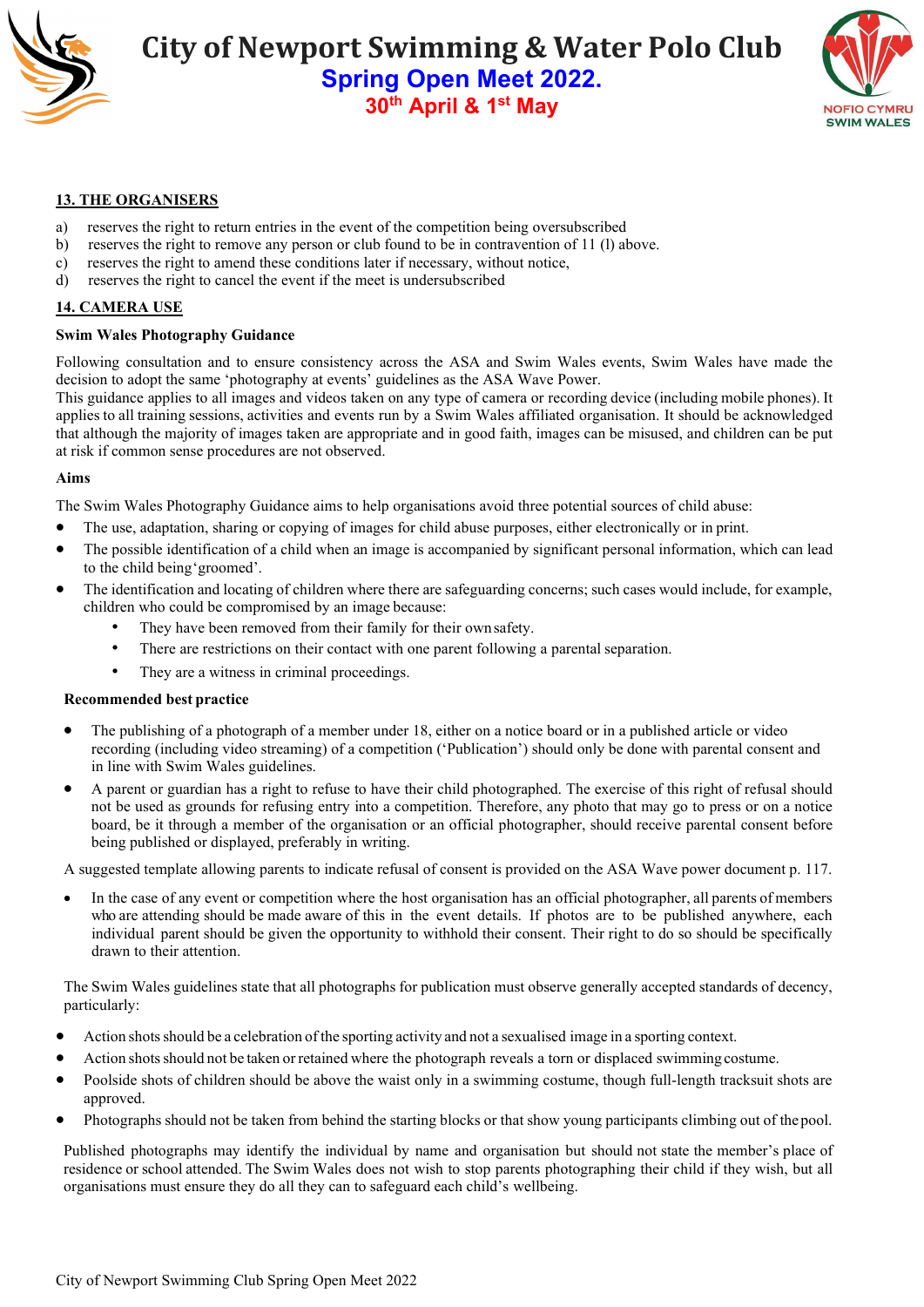## 13. THE ORGANISERS

a) reserves the right to return entries in the event of the competition being oversubscribed
b) reserves the right to remove any person or club found to be in contravention of 11 (l) above.
c) reserves the right to amend these conditions later if necessary, without notice,
d) reserves the right to cancel the event if the meet is undersubscribed

## 14. CAMERA USE

### Swim Wales Photography Guidance

Following consultation and to ensure consistency across the ASA and Swim Wales events, Swim Wales have made the decision to adopt the same 'photography at events' guidelines as the ASA Wave Power.
This guidance applies to all images and videos taken on any type of camera or recording device (including mobile phones). It applies to all training sessions, activities and events run by a Swim Wales affiliated organisation. It should be acknowledged that although the majority of images taken are appropriate and in good faith, images can be misused, and children can be put at risk if common sense procedures are not observed.

### Aims

The Swim Wales Photography Guidance aims to help organisations avoid three potential sources of child abuse:

- The use, adaptation, sharing or copying of images for child abuse purposes, either electronically or in print.
- The possible identification of a child when an image is accompanied by significant personal information, which can lead to the child being 'groomed'.
- The identification and locating of children where there are safeguarding concerns; such cases would include, for example, children who could be compromised by an image because:
  - They have been removed from their family for their own safety.
  - There are restrictions on their contact with one parent following a parental separation.
  - They are a witness in criminal proceedings.

### Recommended best practice

- The publishing of a photograph of a member under 18, either on a notice board or in a published article or video recording (including video streaming) of a competition ('Publication') should only be done with parental consent and in line with Swim Wales guidelines.
- A parent or guardian has a right to refuse to have their child photographed. The exercise of this right of refusal should not be used as grounds for refusing entry into a competition. Therefore, any photo that may go to press or on a notice board, be it through a member of the organisation or an official photographer, should receive parental consent before being published or displayed, preferably in writing.

A suggested template allowing parents to indicate refusal of consent is provided on the ASA Wave power document p. 117.

- In the case of any event or competition where the host organisation has an official photographer, all parents of members who are attending should be made aware of this in the event details. If photos are to be published anywhere, each individual parent should be given the opportunity to withhold their consent. Their right to do so should be specifically drawn to their attention.

The Swim Wales guidelines state that all photographs for publication must observe generally accepted standards of decency, particularly:

- Action shots should be a celebration of the sporting activity and not a sexualised image in a sporting context.
- Action shots should not be taken or retained where the photograph reveals a torn or displaced swimming costume.
- Poolside shots of children should be above the waist only in a swimming costume, though full-length tracksuit shots are approved.
- Photographs should not be taken from behind the starting blocks or that show young participants climbing out of the pool.

Published photographs may identify the individual by name and organisation but should not state the member's place of residence or school attended. The Swim Wales does not wish to stop parents photographing their child if they wish, but all organisations must ensure they do all they can to safeguard each child's wellbeing.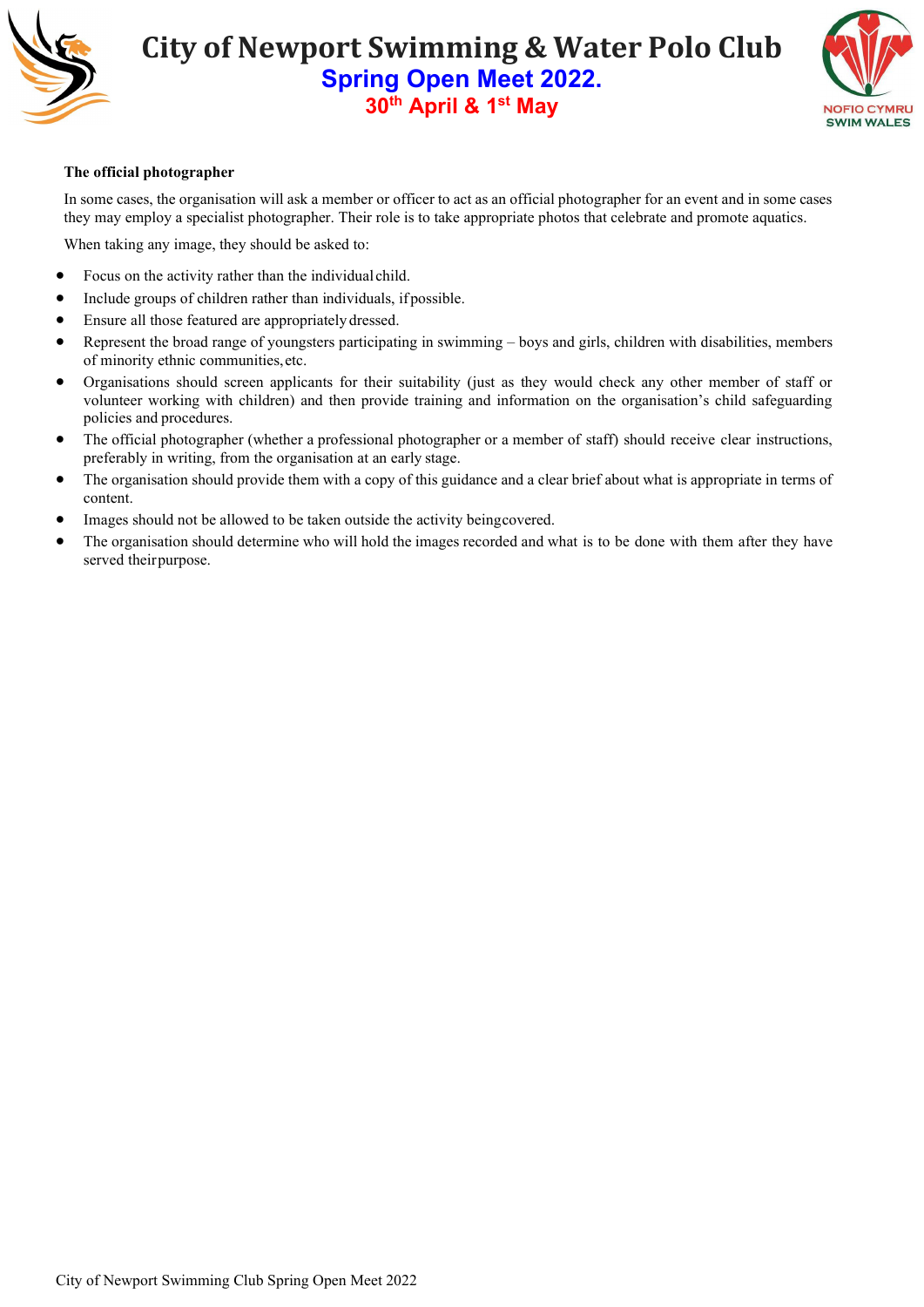**The official photographer**

In some cases, the organisation will ask a member or officer to act as an official photographer for an event and in some cases they may employ a specialist photographer. Their role is to take appropriate photos that celebrate and promote aquatics.

When taking any image, they should be asked to:

- Focus on the activity rather than the individual child.
- Include groups of children rather than individuals, if possible.
- Ensure all those featured are appropriately dressed.
- Represent the broad range of youngsters participating in swimming – boys and girls, children with disabilities, members of minority ethnic communities, etc.
- Organisations should screen applicants for their suitability (just as they would check any other member of staff or volunteer working with children) and then provide training and information on the organisation's child safeguarding policies and procedures.
- The official photographer (whether a professional photographer or a member of staff) should receive clear instructions, preferably in writing, from the organisation at an early stage.
- The organisation should provide them with a copy of this guidance and a clear brief about what is appropriate in terms of content.
- Images should not be allowed to be taken outside the activity being covered.
- The organisation should determine who will hold the images recorded and what is to be done with them after they have served their purpose.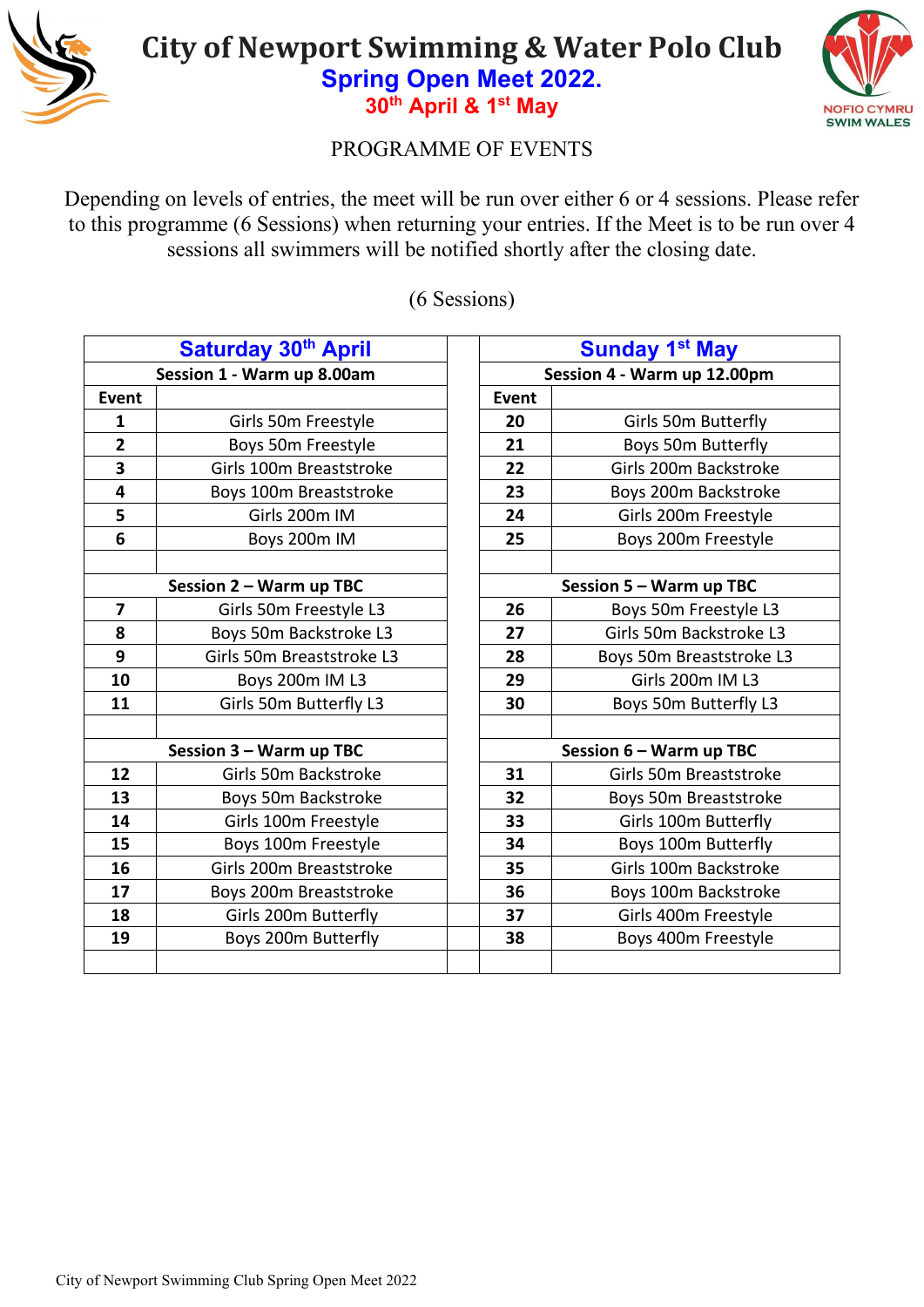# City of Newport Swimming & Water Polo Club

## Spring Open Meet 2022.

### 30th April & 1st May

PROGRAMME OF EVENTS

Depending on levels of entries, the meet will be run over either 6 or 4 sessions. Please refer to this programme (6 Sessions) when returning your entries. If the Meet is to be run over 4 sessions all swimmers will be notified shortly after the closing date.

(6 Sessions)

| **Saturday 30th April** | | | **Sunday 1st May** | |
|---|---|---|---|---|
| **Session 1 - Warm up 8.00am** | | | **Session 4 - Warm up 12.00pm** | |
| **Event** | | | **Event** | |
| **1** | Girls 50m Freestyle | | **20** | Girls 50m Butterfly |
| **2** | Boys 50m Freestyle | | **21** | Boys 50m Butterfly |
| **3** | Girls 100m Breaststroke | | **22** | Girls 200m Backstroke |
| **4** | Boys 100m Breaststroke | | **23** | Boys 200m Backstroke |
| **5** | Girls 200m IM | | **24** | Girls 200m Freestyle |
| **6** | Boys 200m IM | | **25** | Boys 200m Freestyle |
| | | | | |
| **Session 2 – Warm up TBC** | | | **Session 5 – Warm up TBC** | |
| **7** | Girls 50m Freestyle L3 | | **26** | Boys 50m Freestyle L3 |
| **8** | Boys 50m Backstroke L3 | | **27** | Girls 50m Backstroke L3 |
| **9** | Girls 50m Breaststroke L3 | | **28** | Boys 50m Breaststroke L3 |
| **10** | Boys 200m IM L3 | | **29** | Girls 200m IM L3 |
| **11** | Girls 50m Butterfly L3 | | **30** | Boys 50m Butterfly L3 |
| | | | | |
| **Session 3 – Warm up TBC** | | | **Session 6 – Warm up TBC** | |
| **12** | Girls 50m Backstroke | | **31** | Girls 50m Breaststroke |
| **13** | Boys 50m Backstroke | | **32** | Boys 50m Breaststroke |
| **14** | Girls 100m Freestyle | | **33** | Girls 100m Butterfly |
| **15** | Boys 100m Freestyle | | **34** | Boys 100m Butterfly |
| **16** | Girls 200m Breaststroke | | **35** | Girls 100m Backstroke |
| **17** | Boys 200m Breaststroke | | **36** | Boys 100m Backstroke |
| **18** | Girls 200m Butterfly | | **37** | Girls 400m Freestyle |
| **19** | Boys 200m Butterfly | | **38** | Boys 400m Freestyle |
| | | | | |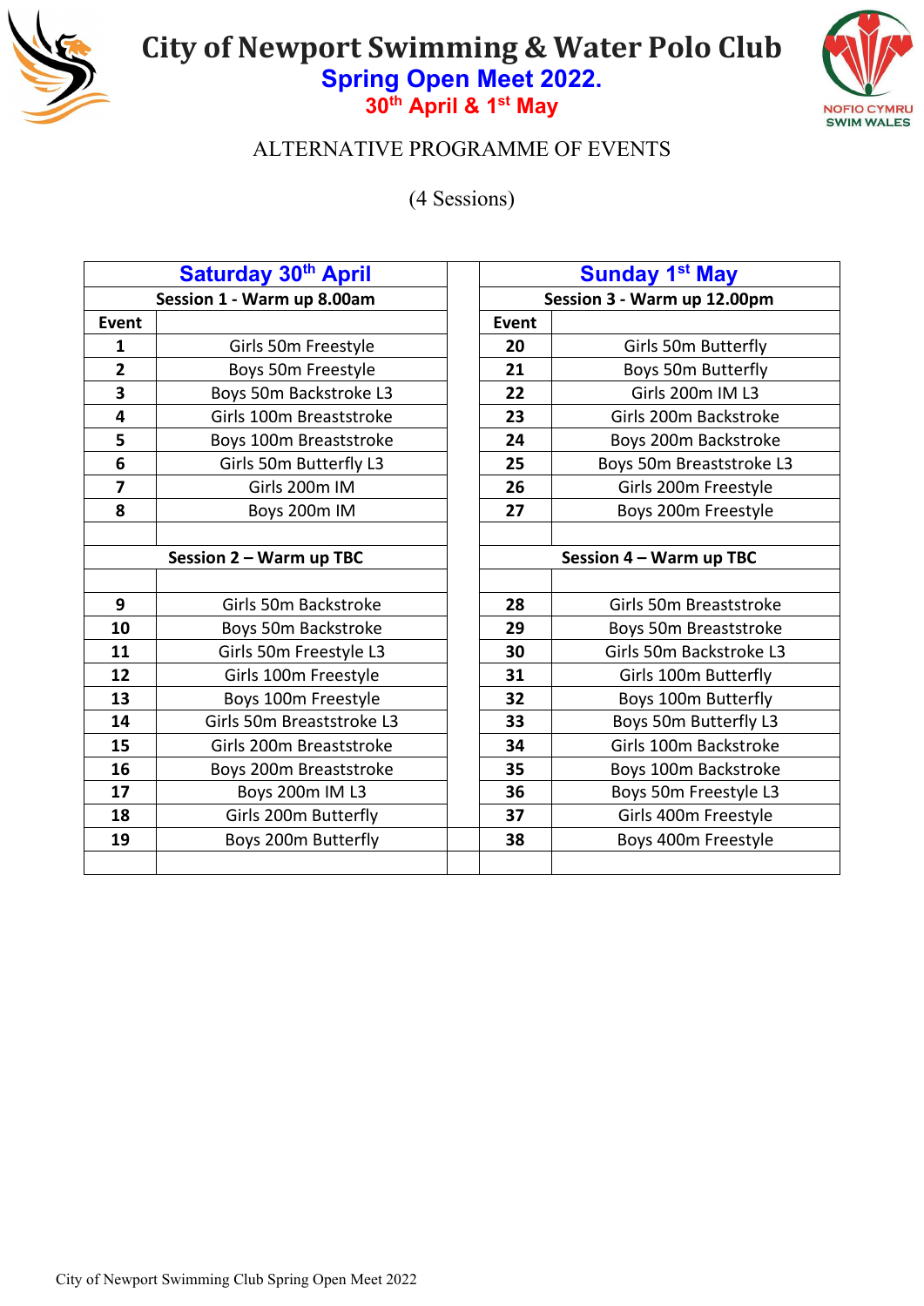# City of Newport Swimming & Water Polo Club

## Spring Open Meet 2022.

### 30th April & 1st May

ALTERNATIVE PROGRAMME OF EVENTS

(4 Sessions)

| Saturday 30th April | | | Sunday 1st May | |
|---|---|---|---|---|
| Session 1 - Warm up 8.00am | | | Session 3 - Warm up 12.00pm | |
| **Event** | | | **Event** | |
| **1** | Girls 50m Freestyle | | **20** | Girls 50m Butterfly |
| **2** | Boys 50m Freestyle | | **21** | Boys 50m Butterfly |
| **3** | Boys 50m Backstroke L3 | | **22** | Girls 200m IM L3 |
| **4** | Girls 100m Breaststroke | | **23** | Girls 200m Backstroke |
| **5** | Boys 100m Breaststroke | | **24** | Boys 200m Backstroke |
| **6** | Girls 50m Butterfly L3 | | **25** | Boys 50m Breaststroke L3 |
| **7** | Girls 200m IM | | **26** | Girls 200m Freestyle |
| **8** | Boys 200m IM | | **27** | Boys 200m Freestyle |
| | | | | |
| **Session 2 – Warm up TBC** | | | **Session 4 – Warm up TBC** | |
| | | | | |
| **9** | Girls 50m Backstroke | | **28** | Girls 50m Breaststroke |
| **10** | Boys 50m Backstroke | | **29** | Boys 50m Breaststroke |
| **11** | Girls 50m Freestyle L3 | | **30** | Girls 50m Backstroke L3 |
| **12** | Girls 100m Freestyle | | **31** | Girls 100m Butterfly |
| **13** | Boys 100m Freestyle | | **32** | Boys 100m Butterfly |
| **14** | Girls 50m Breaststroke L3 | | **33** | Boys 50m Butterfly L3 |
| **15** | Girls 200m Breaststroke | | **34** | Girls 100m Backstroke |
| **16** | Boys 200m Breaststroke | | **35** | Boys 100m Backstroke |
| **17** | Boys 200m IM L3 | | **36** | Boys 50m Freestyle L3 |
| **18** | Girls 200m Butterfly | | **37** | Girls 400m Freestyle |
| **19** | Boys 200m Butterfly | | **38** | Boys 400m Freestyle |
| | | | | |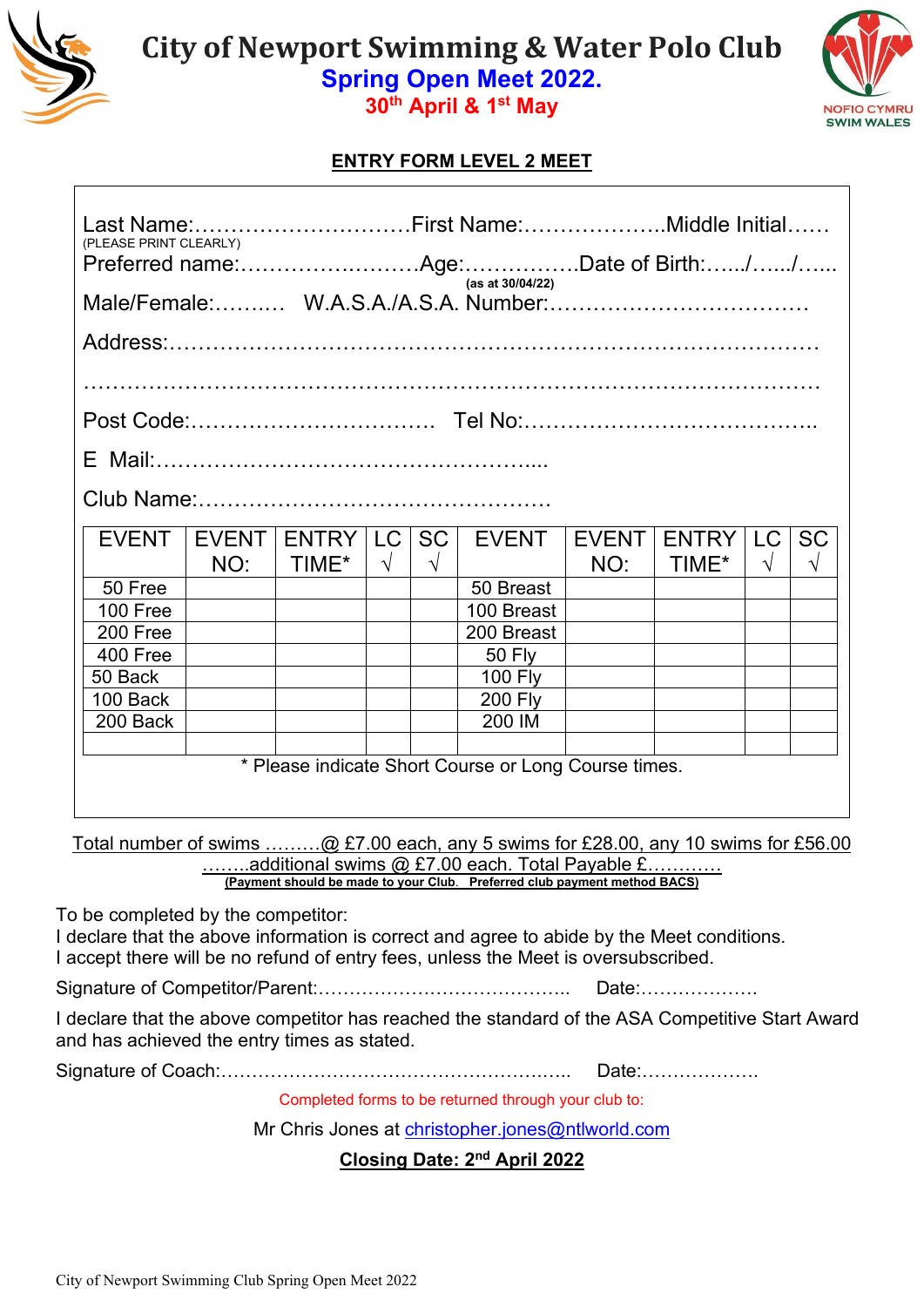# City of Newport Swimming & Water Polo Club

## Spring Open Meet 2022.

### 30th April & 1st May

NOFIO CYMRU SWIM WALES

**ENTRY FORM LEVEL 2 MEET**

Last Name:…………………………First Name:………………..Middle Initial……
(PLEASE PRINT CLEARLY)

Preferred name:…………………….Age:…………….Date of Birth:…../…../…..
(as at 30/04/22)

Male/Female:………  W.A.S.A./A.S.A. Number:………………………………

Address:………………………………………………………………………

………………………………………………………………………………………

Post Code:…………………………… Tel No:…………………………………..

E Mail:…………………………………………….....

Club Name:…………………………………………

| EVENT | EVENT NO: | ENTRY TIME* | LC √ | SC √ | EVENT | EVENT NO: | ENTRY TIME* | LC √ | SC √ |
|---|---|---|---|---|---|---|---|---|---|
| 50 Free | | | | | 50 Breast | | | | |
| 100 Free | | | | | 100 Breast | | | | |
| 200 Free | | | | | 200 Breast | | | | |
| 400 Free | | | | | 50 Fly | | | | |
| 50 Back | | | | | 100 Fly | | | | |
| 100 Back | | | | | 200 Fly | | | | |
| 200 Back | | | | | 200 IM | | | | |
| | | | | | | | | | |

\* Please indicate Short Course or Long Course times.

Total number of swims ………@ £7.00 each, any 5 swims for £28.00, any 10 swims for £56.00
……..additional swims @ £7.00 each. Total Payable £…………
**(Payment should be made to your Club. Preferred club payment method BACS)**

To be completed by the competitor:
I declare that the above information is correct and agree to abide by the Meet conditions.
I accept there will be no refund of entry fees, unless the Meet is oversubscribed.

Signature of Competitor/Parent:…………………………………..  Date:……………….

I declare that the above competitor has reached the standard of the ASA Competitive Start Award and has achieved the entry times as stated.

Signature of Coach:………………………………………………..  Date:……………….

Completed forms to be returned through your club to:

Mr Chris Jones at christopher.jones@ntlworld.com

**Closing Date: 2nd April 2022**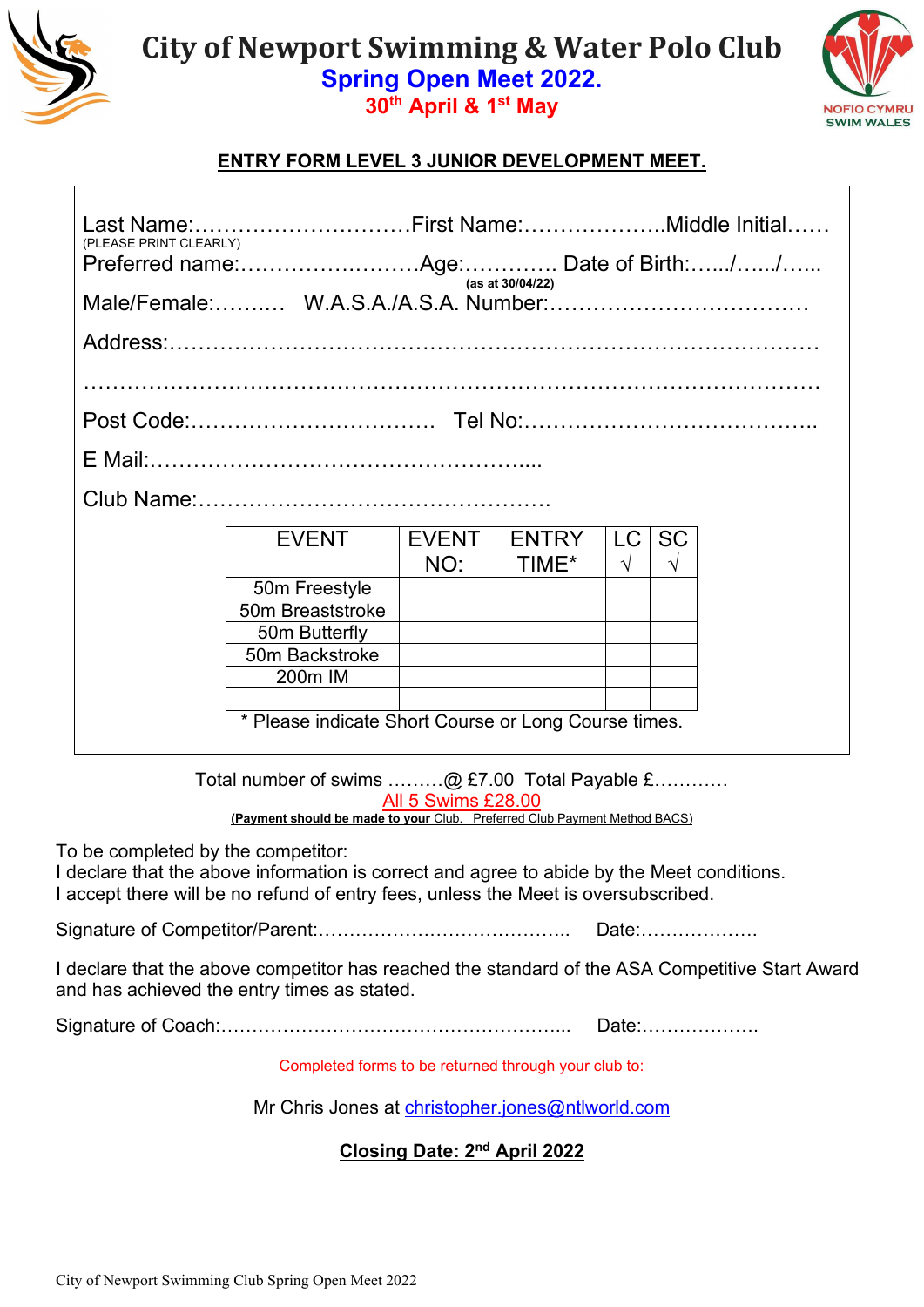# City of Newport Swimming & Water Polo Club

## Spring Open Meet 2022.

**30th April & 1st May**

NOFIO CYMRU SWIM WALES

**ENTRY FORM LEVEL 3 JUNIOR DEVELOPMENT MEET.**

Last Name:…………………………First Name:………………..Middle Initial……
(PLEASE PRINT CLEARLY)

Preferred name:………………..……Age:…………. Date of Birth:…../…../…..
(as at 30/04/22)

Male/Female:……..… W.A.S.A./A.S.A. Number:………………………………

Address:……………………………………………………………………………

………………………………………………………………………………………

Post Code:……………………………. Tel No:………………………………….

E Mail:……………………………………………....

Club Name:…………………………………………

| EVENT | EVENT NO: | ENTRY TIME* | LC √ | SC √ |
|---|---|---|---|---|
| 50m Freestyle | | | | |
| 50m Breaststroke | | | | |
| 50m Butterfly | | | | |
| 50m Backstroke | | | | |
| 200m IM | | | | |
| | | | | |

* Please indicate Short Course or Long Course times.

Total number of swims ………@ £7.00 Total Payable £…………

All 5 Swims £28.00

**(Payment should be made to your** Club. Preferred Club Payment Method BACS)

To be completed by the competitor:
I declare that the above information is correct and agree to abide by the Meet conditions.
I accept there will be no refund of entry fees, unless the Meet is oversubscribed.

Signature of Competitor/Parent:………………..………………….. Date:……………….

I declare that the above competitor has reached the standard of the ASA Competitive Start Award and has achieved the entry times as stated.

Signature of Coach:………………………………………………... Date:……………….

Completed forms to be returned through your club to:

Mr Chris Jones at christopher.jones@ntlworld.com

**Closing Date: 2nd April 2022**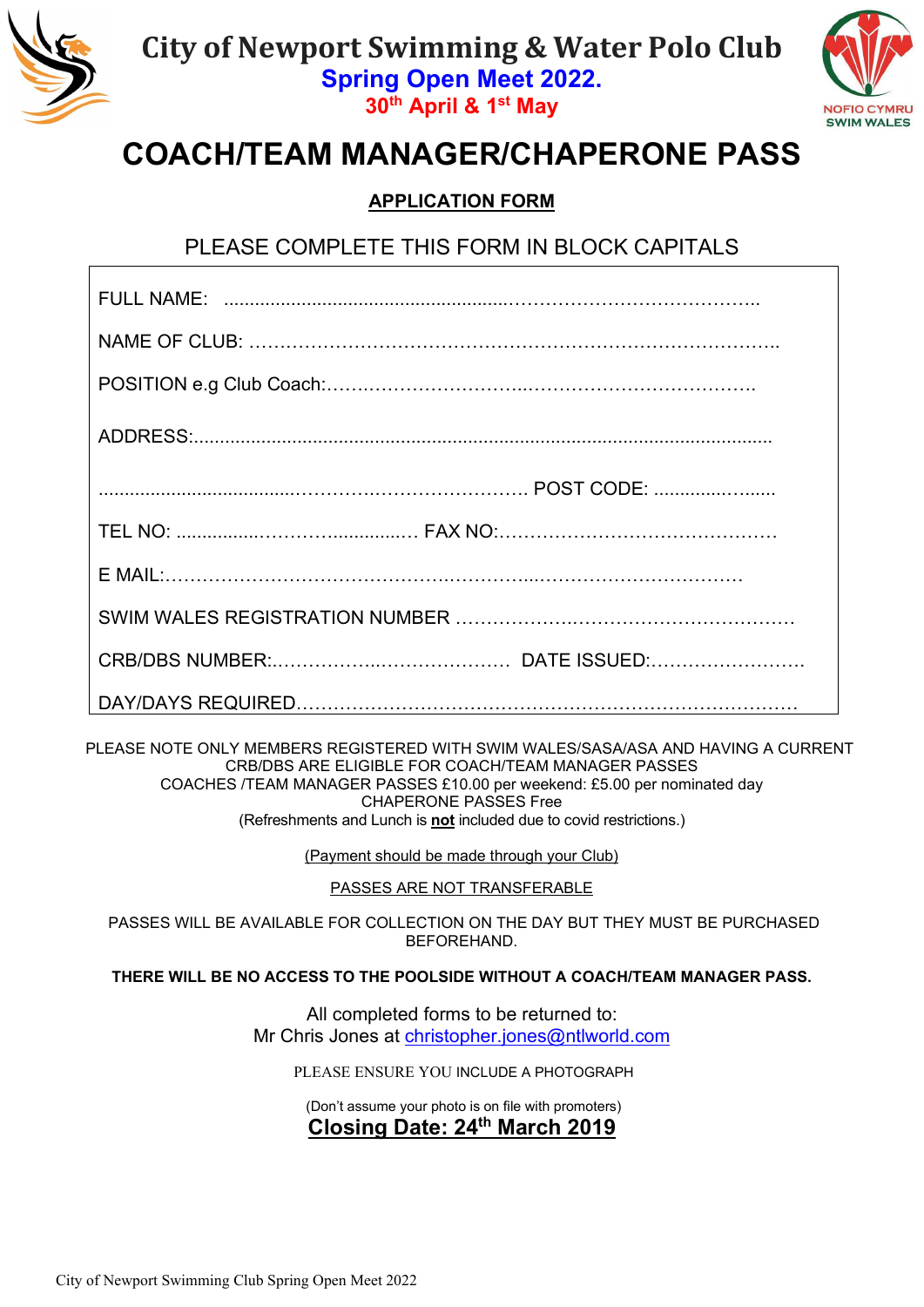# City of Newport Swimming & Water Polo Club

**Spring Open Meet 2022.**

**30th April & 1st May**

NOFIO CYMRU SWIM WALES

# COACH/TEAM MANAGER/CHAPERONE PASS

**APPLICATION FORM**

PLEASE COMPLETE THIS FORM IN BLOCK CAPITALS

FULL NAME: ....................................................................................................

NAME OF CLUB: ................................................................................................

POSITION e.g Club Coach:.................................................................................

ADDRESS:........................................................................................................

........................................................................ POST CODE: ...........................

TEL NO: ............................................ FAX NO:................................................

E MAIL:............................................................................................................

SWIM WALES REGISTRATION NUMBER .........................................................

CRB/DBS NUMBER:.......................................... DATE ISSUED:.........................

DAY/DAYS REQUIRED.......................................................................................

PLEASE NOTE ONLY MEMBERS REGISTERED WITH SWIM WALES/SASA/ASA AND HAVING A CURRENT CRB/DBS ARE ELIGIBLE FOR COACH/TEAM MANAGER PASSES
COACHES /TEAM MANAGER PASSES £10.00 per weekend: £5.00 per nominated day
CHAPERONE PASSES Free
(Refreshments and Lunch is **not** included due to covid restrictions.)

(Payment should be made through your Club)

PASSES ARE NOT TRANSFERABLE

PASSES WILL BE AVAILABLE FOR COLLECTION ON THE DAY BUT THEY MUST BE PURCHASED BEFOREHAND.

**THERE WILL BE NO ACCESS TO THE POOLSIDE WITHOUT A COACH/TEAM MANAGER PASS.**

All completed forms to be returned to:
Mr Chris Jones at christopher.jones@ntlworld.com

PLEASE ENSURE YOU INCLUDE A PHOTOGRAPH

(Don't assume your photo is on file with promoters)

**Closing Date: 24th March 2019**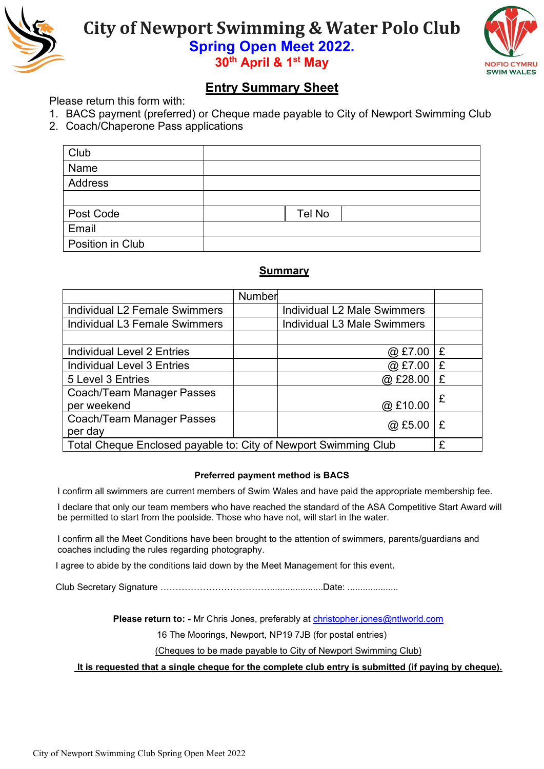# City of Newport Swimming & Water Polo Club

## Spring Open Meet 2022.

### 30th April & 1st May

NOFIO CYMRU SWIM WALES

## Entry Summary Sheet

Please return this form with:

1. BACS payment (preferred) or Cheque made payable to City of Newport Swimming Club
2. Coach/Chaperone Pass applications

| Club | | | |
|---|---|---|---|
| Name | | | |
| Address | | | |
| | | | |
| Post Code | | Tel No | |
| Email | | | |
| Position in Club | | | |

## Summary

| | Number | | |
|---|---|---|---|
| Individual L2 Female Swimmers | | Individual L2 Male Swimmers | |
| Individual L3 Female Swimmers | | Individual L3 Male Swimmers | |
| | | | |
| Individual Level 2 Entries | | @ £7.00 | £ |
| Individual Level 3 Entries | | @ £7.00 | £ |
| 5 Level 3 Entries | | @ £28.00 | £ |
| Coach/Team Manager Passes per weekend | | @ £10.00 | £ |
| Coach/Team Manager Passes per day | | @ £5.00 | £ |
| Total Cheque Enclosed payable to: City of Newport Swimming Club | | | £ |

**Preferred payment method is BACS**

I confirm all swimmers are current members of Swim Wales and have paid the appropriate membership fee.

I declare that only our team members who have reached the standard of the ASA Competitive Start Award will be permitted to start from the poolside. Those who have not, will start in the water.

I confirm all the Meet Conditions have been brought to the attention of swimmers, parents/guardians and coaches including the rules regarding photography.

I agree to abide by the conditions laid down by the Meet Management for this event**.**

Club Secretary Signature …………………………………....................Date: ...................

**Please return to: -** Mr Chris Jones, preferably at christopher.jones@ntlworld.com

16 The Moorings, Newport, NP19 7JB (for postal entries)

(Cheques to be made payable to City of Newport Swimming Club)

**It is requested that a single cheque for the complete club entry is submitted (if paying by cheque).**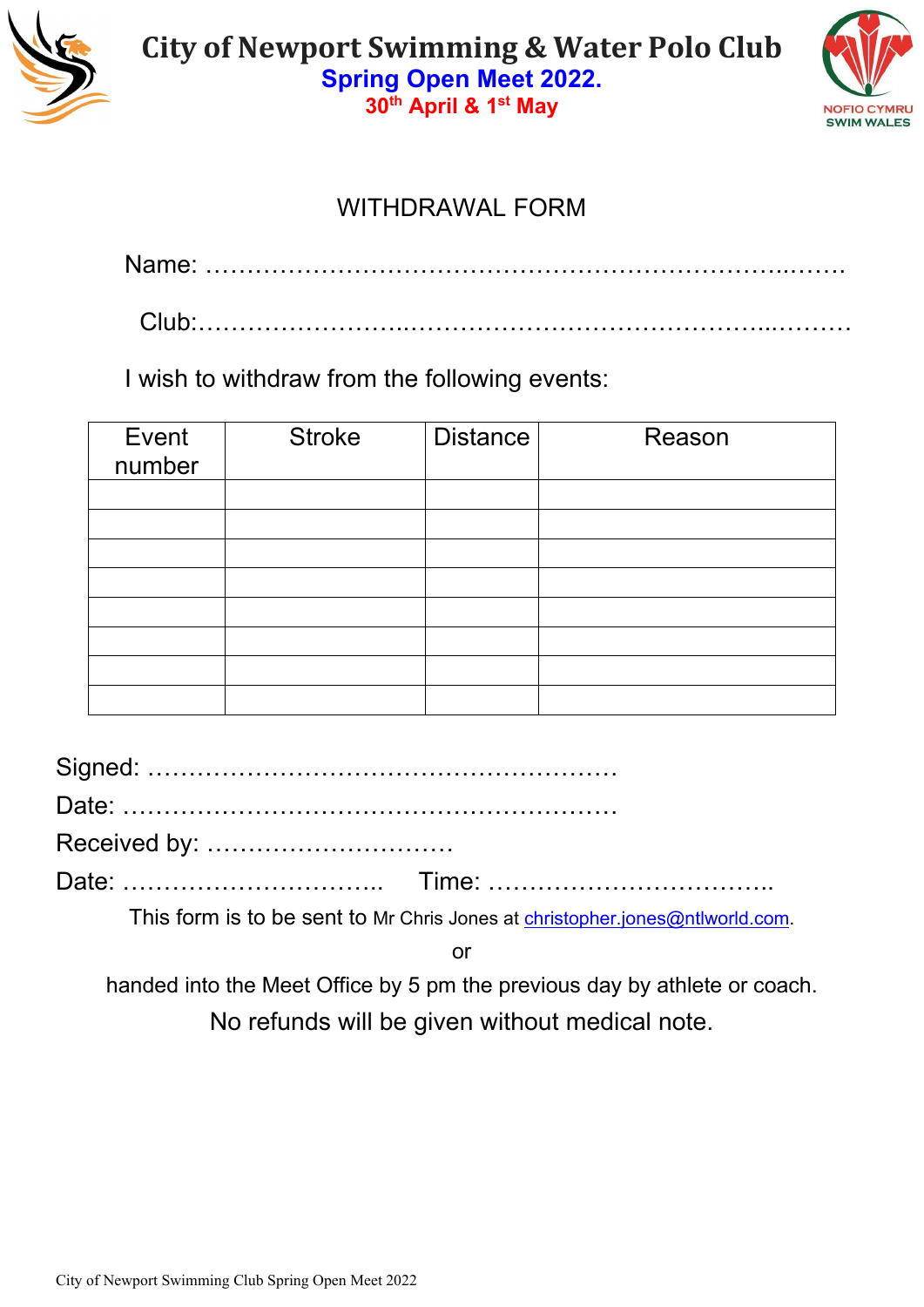# City of Newport Swimming & Water Polo Club

## Spring Open Meet 2022.

**30th April & 1st May**

NOFIO CYMRU
SWIM WALES

### WITHDRAWAL FORM

Name: ……………………………………………………………………...…….

Club:……………………..……………………………………………...………

I wish to withdraw from the following events:

| Event number | Stroke | Distance | Reason |
|---|---|---|---|
| | | | |
| | | | |
| | | | |
| | | | |
| | | | |
| | | | |
| | | | |
| | | | |

Signed: …………………………………………………

Date: ……………………………………………………

Received by: …………………………

Date: …………………………..     Time: ……………………………..

This form is to be sent to Mr Chris Jones at christopher.jones@ntlworld.com.

or

handed into the Meet Office by 5 pm the previous day by athlete or coach.

No refunds will be given without medical note.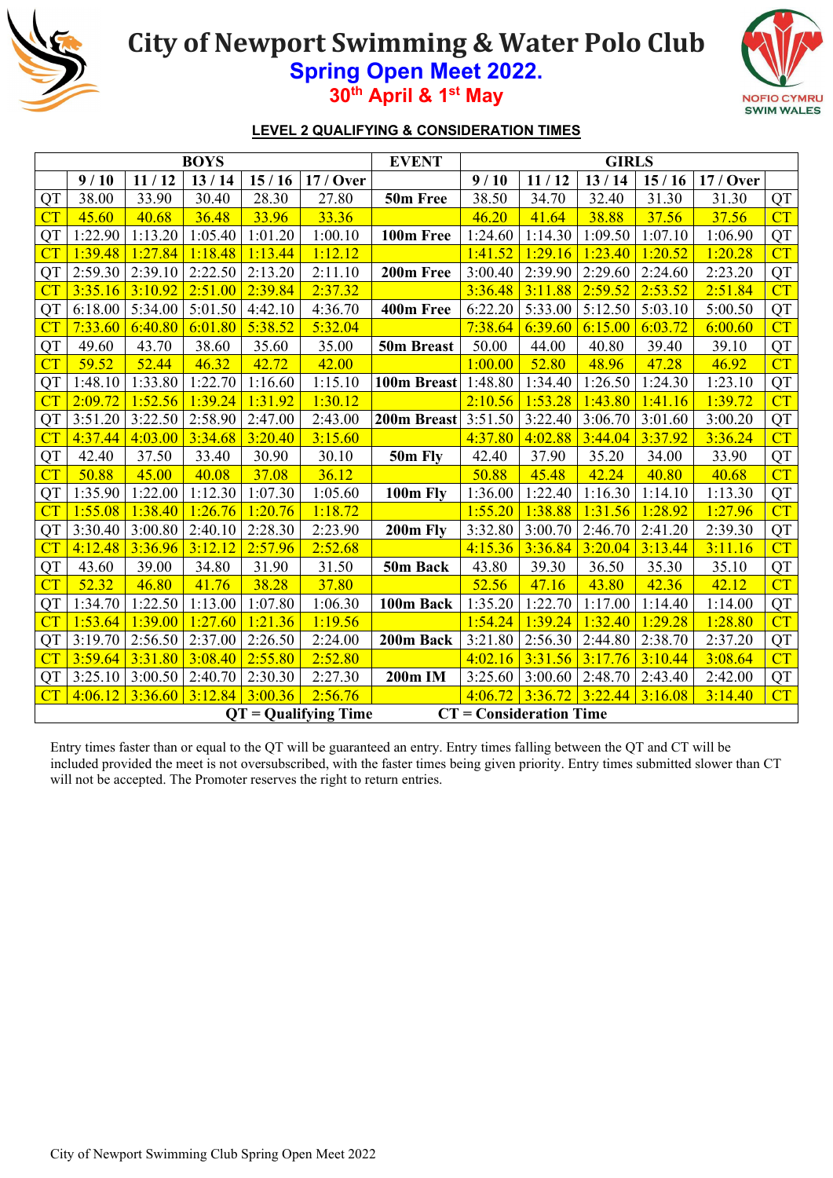# City of Newport Swimming & Water Polo Club

## Spring Open Meet 2022.

### 30th April & 1st May

**LEVEL 2 QUALIFYING & CONSIDERATION TIMES**

| | BOYS | | | | | EVENT | GIRLS | | | | | |
|---|---|---|---|---|---|---|---|---|---|---|---|---|
| | 9 / 10 | 11 / 12 | 13 / 14 | 15 / 16 | 17 / Over | | 9 / 10 | 11 / 12 | 13 / 14 | 15 / 16 | 17 / Over | |
| QT | 38.00 | 33.90 | 30.40 | 28.30 | 27.80 | **50m Free** | 38.50 | 34.70 | 32.40 | 31.30 | 31.30 | QT |
| CT | 45.60 | 40.68 | 36.48 | 33.96 | 33.36 | | 46.20 | 41.64 | 38.88 | 37.56 | 37.56 | CT |
| QT | 1:22.90 | 1:13.20 | 1:05.40 | 1:01.20 | 1:00.10 | **100m Free** | 1:24.60 | 1:14.30 | 1:09.50 | 1:07.10 | 1:06.90 | QT |
| CT | 1:39.48 | 1:27.84 | 1:18.48 | 1:13.44 | 1:12.12 | | 1:41.52 | 1:29.16 | 1:23.40 | 1:20.52 | 1:20.28 | CT |
| QT | 2:59.30 | 2:39.10 | 2:22.50 | 2:13.20 | 2:11.10 | **200m Free** | 3:00.40 | 2:39.90 | 2:29.60 | 2:24.60 | 2:23.20 | QT |
| CT | 3:35.16 | 3:10.92 | 2:51.00 | 2:39.84 | 2:37.32 | | 3:36.48 | 3:11.88 | 2:59.52 | 2:53.52 | 2:51.84 | CT |
| QT | 6:18.00 | 5:34.00 | 5:01.50 | 4:42.10 | 4:36.70 | **400m Free** | 6:22.20 | 5:33.00 | 5:12.50 | 5:03.10 | 5:00.50 | QT |
| CT | 7:33.60 | 6:40.80 | 6:01.80 | 5:38.52 | 5:32.04 | | 7:38.64 | 6:39.60 | 6:15.00 | 6:03.72 | 6:00.60 | CT |
| QT | 49.60 | 43.70 | 38.60 | 35.60 | 35.00 | **50m Breast** | 50.00 | 44.00 | 40.80 | 39.40 | 39.10 | QT |
| CT | 59.52 | 52.44 | 46.32 | 42.72 | 42.00 | | 1:00.00 | 52.80 | 48.96 | 47.28 | 46.92 | CT |
| QT | 1:48.10 | 1:33.80 | 1:22.70 | 1:16.60 | 1:15.10 | **100m Breast** | 1:48.80 | 1:34.40 | 1:26.50 | 1:24.30 | 1:23.10 | QT |
| CT | 2:09.72 | 1:52.56 | 1:39.24 | 1:31.92 | 1:30.12 | | 2:10.56 | 1:53.28 | 1:43.80 | 1:41.16 | 1:39.72 | CT |
| QT | 3:51.20 | 3:22.50 | 2:58.90 | 2:47.00 | 2:43.00 | **200m Breast** | 3:51.50 | 3:22.40 | 3:06.70 | 3:01.60 | 3:00.20 | QT |
| CT | 4:37.44 | 4:03.00 | 3:34.68 | 3:20.40 | 3:15.60 | | 4:37.80 | 4:02.88 | 3:44.04 | 3:37.92 | 3:36.24 | CT |
| QT | 42.40 | 37.50 | 33.40 | 30.90 | 30.10 | **50m Fly** | 42.40 | 37.90 | 35.20 | 34.00 | 33.90 | QT |
| CT | 50.88 | 45.00 | 40.08 | 37.08 | 36.12 | | 50.88 | 45.48 | 42.24 | 40.80 | 40.68 | CT |
| QT | 1:35.90 | 1:22.00 | 1:12.30 | 1:07.30 | 1:05.60 | **100m Fly** | 1:36.00 | 1:22.40 | 1:16.30 | 1:14.10 | 1:13.30 | QT |
| CT | 1:55.08 | 1:38.40 | 1:26.76 | 1:20.76 | 1:18.72 | | 1:55.20 | 1:38.88 | 1:31.56 | 1:28.92 | 1:27.96 | CT |
| QT | 3:30.40 | 3:00.80 | 2:40.10 | 2:28.30 | 2:23.90 | **200m Fly** | 3:32.80 | 3:00.70 | 2:46.70 | 2:41.20 | 2:39.30 | QT |
| CT | 4:12.48 | 3:36.96 | 3:12.12 | 2:57.96 | 2:52.68 | | 4:15.36 | 3:36.84 | 3:20.04 | 3:13.44 | 3:11.16 | CT |
| QT | 43.60 | 39.00 | 34.80 | 31.90 | 31.50 | **50m Back** | 43.80 | 39.30 | 36.50 | 35.30 | 35.10 | QT |
| CT | 52.32 | 46.80 | 41.76 | 38.28 | 37.80 | | 52.56 | 47.16 | 43.80 | 42.36 | 42.12 | CT |
| QT | 1:34.70 | 1:22.50 | 1:13.00 | 1:07.80 | 1:06.30 | **100m Back** | 1:35.20 | 1:22.70 | 1:17.00 | 1:14.40 | 1:14.00 | QT |
| CT | 1:53.64 | 1:39.00 | 1:27.60 | 1:21.36 | 1:19.56 | | 1:54.24 | 1:39.24 | 1:32.40 | 1:29.28 | 1:28.80 | CT |
| QT | 3:19.70 | 2:56.50 | 2:37.00 | 2:26.50 | 2:24.00 | **200m Back** | 3:21.80 | 2:56.30 | 2:44.80 | 2:38.70 | 2:37.20 | QT |
| CT | 3:59.64 | 3:31.80 | 3:08.40 | 2:55.80 | 2:52.80 | | 4:02.16 | 3:31.56 | 3:17.76 | 3:10.44 | 3:08.64 | CT |
| QT | 3:25.10 | 3:00.50 | 2:40.70 | 2:30.30 | 2:27.30 | **200m IM** | 3:25.60 | 3:00.60 | 2:48.70 | 2:43.40 | 2:42.00 | QT |
| CT | 4:06.12 | 3:36.60 | 3:12.84 | 3:00.36 | 2:56.76 | | 4:06.72 | 3:36.72 | 3:22.44 | 3:16.08 | 3:14.40 | CT |

**QT = Qualifying Time** **CT = Consideration Time**

Entry times faster than or equal to the QT will be guaranteed an entry. Entry times falling between the QT and CT will be included provided the meet is not oversubscribed, with the faster times being given priority. Entry times submitted slower than CT will not be accepted. The Promoter reserves the right to return entries.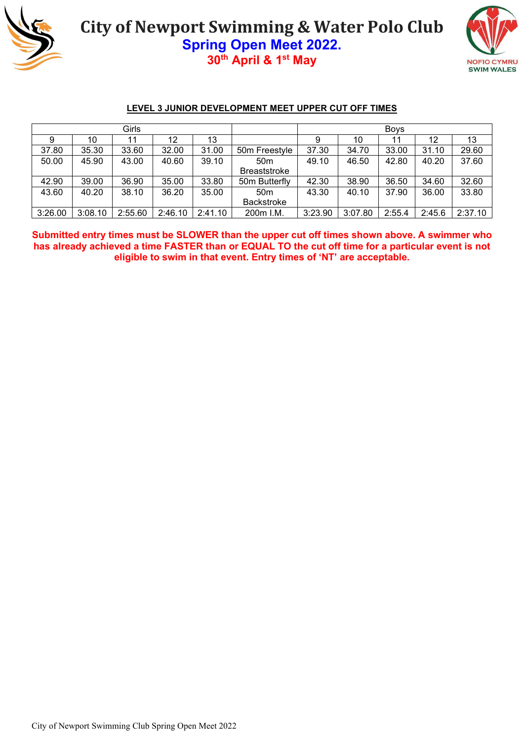# City of Newport Swimming & Water Polo Club

## Spring Open Meet 2022.

## 30th April & 1st May

NOFIO CYMRU
SWIM WALES

**LEVEL 3 JUNIOR DEVELOPMENT MEET UPPER CUT OFF TIMES**

| Girls | | | | | | Boys | | | | |
|---|---|---|---|---|---|---|---|---|---|---|
| 9 | 10 | 11 | 12 | 13 | | 9 | 10 | 11 | 12 | 13 |
| 37.80 | 35.30 | 33.60 | 32.00 | 31.00 | 50m Freestyle | 37.30 | 34.70 | 33.00 | 31.10 | 29.60 |
| 50.00 | 45.90 | 43.00 | 40.60 | 39.10 | 50m Breaststroke | 49.10 | 46.50 | 42.80 | 40.20 | 37.60 |
| 42.90 | 39.00 | 36.90 | 35.00 | 33.80 | 50m Butterfly | 42.30 | 38.90 | 36.50 | 34.60 | 32.60 |
| 43.60 | 40.20 | 38.10 | 36.20 | 35.00 | 50m Backstroke | 43.30 | 40.10 | 37.90 | 36.00 | 33.80 |
| 3:26.00 | 3:08.10 | 2:55.60 | 2:46.10 | 2:41.10 | 200m I.M. | 3:23.90 | 3:07.80 | 2:55.4 | 2:45.6 | 2:37.10 |

**Submitted entry times must be SLOWER than the upper cut off times shown above. A swimmer who has already achieved a time FASTER than or EQUAL TO the cut off time for a particular event is not eligible to swim in that event. Entry times of 'NT' are acceptable.**